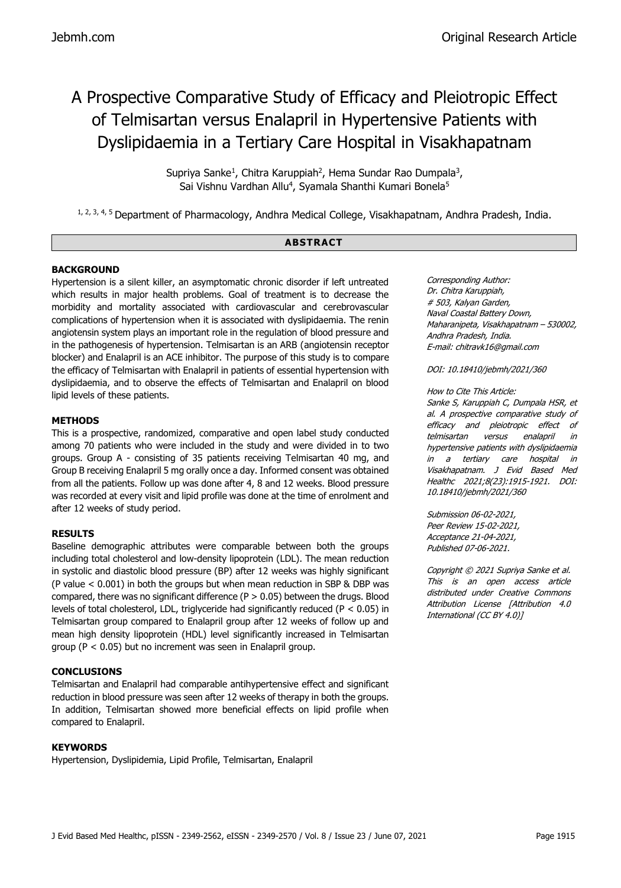# A Prospective Comparative Study of Efficacy and Pleiotropic Effect of Telmisartan versus Enalapril in Hypertensive Patients with Dyslipidaemia in a Tertiary Care Hospital in Visakhapatnam

Supriya Sanke[1], Chitra Karuppiah[2], Hema Sundar Rao Dumpala[3], Sai Vishnu Vardhan Allu[4], Syamala Shanthi Kumari Bonela[5]

[1, 2, 3, 4, 5] Department of Pharmacology, Andhra Medical College, Visakhapatnam, Andhra Pradesh, India.

## ABSTRACT

### BACKGROUND

Hypertension is a silent killer, an asymptomatic chronic disorder if left untreated which results in major health problems. Goal of treatment is to decrease the morbidity and mortality associated with cardiovascular and cerebrovascular complications of hypertension when it is associated with dyslipidaemia. The renin angiotensin system plays an important role in the regulation of blood pressure and in the pathogenesis of hypertension. Telmisartan is an ARB (angiotensin receptor blocker) and Enalapril is an ACE inhibitor. The purpose of this study is to compare the efficacy of Telmisartan with Enalapril in patients of essential hypertension with dyslipidaemia, and to observe the effects of Telmisartan and Enalapril on blood lipid levels of these patients.

### METHODS

This is a prospective, randomized, comparative and open label study conducted among 70 patients who were included in the study and were divided in to two groups. Group A - consisting of 35 patients receiving Telmisartan 40 mg, and Group B receiving Enalapril 5 mg orally once a day. Informed consent was obtained from all the patients. Follow up was done after 4, 8 and 12 weeks. Blood pressure was recorded at every visit and lipid profile was done at the time of enrolment and after 12 weeks of study period.

### RESULTS

Baseline demographic attributes were comparable between both the groups including total cholesterol and low-density lipoprotein (LDL). The mean reduction in systolic and diastolic blood pressure (BP) after 12 weeks was highly significant (P value $< 0.001$) in both the groups but when mean reduction in SBP & DBP was compared, there was no significant difference ($P > 0.05$) between the drugs. Blood levels of total cholesterol, LDL, triglyceride had significantly reduced ($P < 0.05$) in Telmisartan group compared to Enalapril group after 12 weeks of follow up and mean high density lipoprotein (HDL) level significantly increased in Telmisartan group ($P < 0.05$) but no increment was seen in Enalapril group.

### CONCLUSIONS

Telmisartan and Enalapril had comparable antihypertensive effect and significant reduction in blood pressure was seen after 12 weeks of therapy in both the groups. In addition, Telmisartan showed more beneficial effects on lipid profile when compared to Enalapril.

### KEYWORDS

Hypertension, Dyslipidemia, Lipid Profile, Telmisartan, Enalapril

*Corresponding Author:*
*Dr. Chitra Karuppiah,*
*# 503, Kalyan Garden,*
*Naval Coastal Battery Down,*
*Maharanipeta, Visakhapatnam – 530002,*
*Andhra Pradesh, India.*
*E-mail: chitravk16@gmail.com*

*DOI: 10.18410/jebmh/2021/360*

*How to Cite This Article:*
*Sanke S, Karuppiah C, Dumpala HSR, et al. A prospective comparative study of efficacy and pleiotropic effect of telmisartan versus enalapril in hypertensive patients with dyslipidaemia in a tertiary care hospital in Visakhapatnam. J Evid Based Med Healthc 2021;8(23):1915-1921. DOI: 10.18410/jebmh/2021/360*

*Submission 06-02-2021,*
*Peer Review 15-02-2021,*
*Acceptance 21-04-2021,*
*Published 07-06-2021.*

*Copyright © 2021 Supriya Sanke et al. This is an open access article distributed under Creative Commons Attribution License [Attribution 4.0 International (CC BY 4.0)]*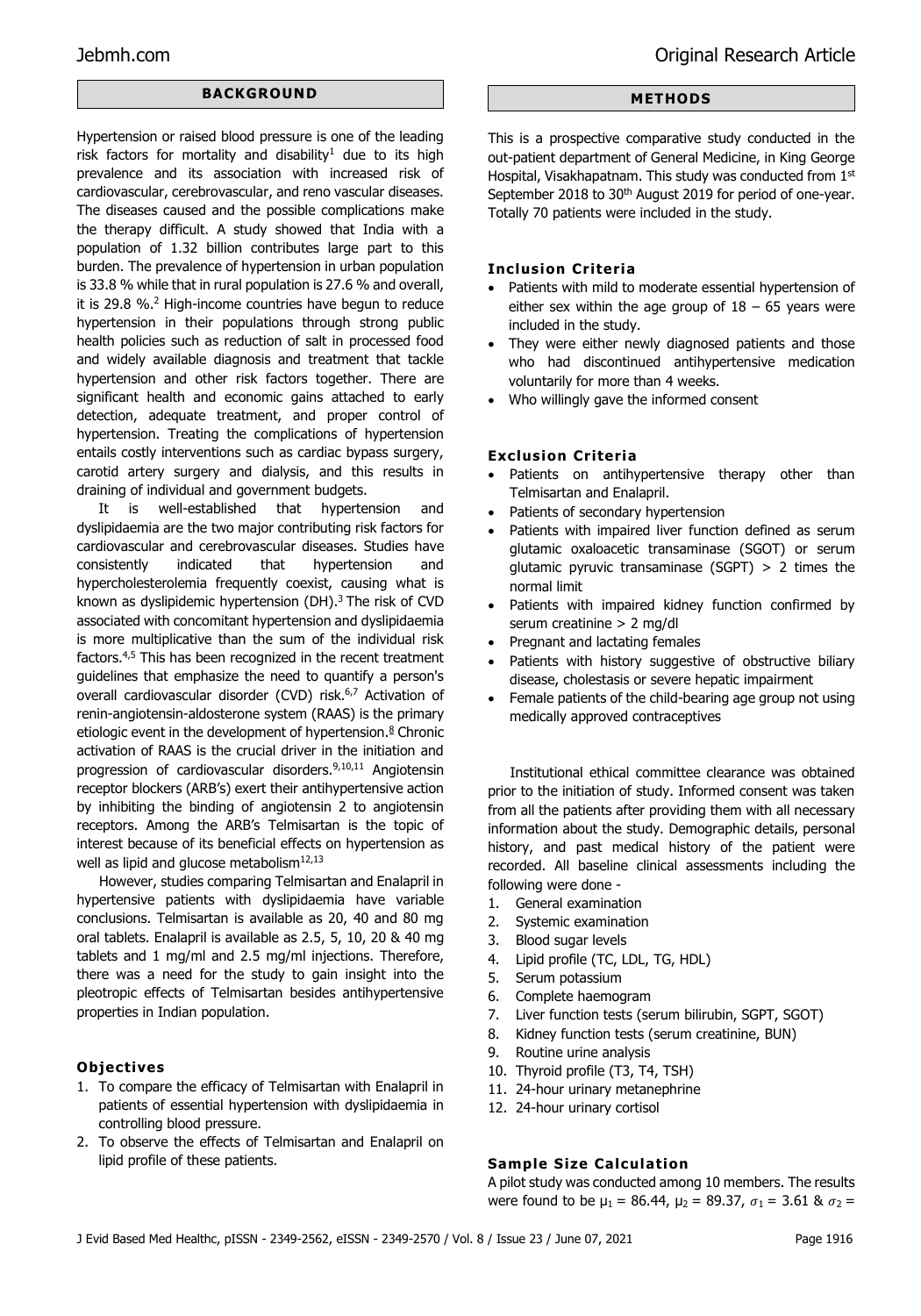## BACKGROUND

Hypertension or raised blood pressure is one of the leading risk factors for mortality and disability[1] due to its high prevalence and its association with increased risk of cardiovascular, cerebrovascular, and reno vascular diseases. The diseases caused and the possible complications make the therapy difficult. A study showed that India with a population of 1.32 billion contributes large part to this burden. The prevalence of hypertension in urban population is 33.8 % while that in rural population is 27.6 % and overall, it is 29.8 %.[2] High-income countries have begun to reduce hypertension in their populations through strong public health policies such as reduction of salt in processed food and widely available diagnosis and treatment that tackle hypertension and other risk factors together. There are significant health and economic gains attached to early detection, adequate treatment, and proper control of hypertension. Treating the complications of hypertension entails costly interventions such as cardiac bypass surgery, carotid artery surgery and dialysis, and this results in draining of individual and government budgets.

It is well-established that hypertension and dyslipidaemia are the two major contributing risk factors for cardiovascular and cerebrovascular diseases. Studies have consistently indicated that hypertension and hypercholesterolemia frequently coexist, causing what is known as dyslipidemic hypertension (DH).[3] The risk of CVD associated with concomitant hypertension and dyslipidaemia is more multiplicative than the sum of the individual risk factors.[4,5] This has been recognized in the recent treatment guidelines that emphasize the need to quantify a person's overall cardiovascular disorder (CVD) risk.[6,7] Activation of renin-angiotensin-aldosterone system (RAAS) is the primary etiologic event in the development of hypertension.[8] Chronic activation of RAAS is the crucial driver in the initiation and progression of cardiovascular disorders.[9,10,11] Angiotensin receptor blockers (ARB's) exert their antihypertensive action by inhibiting the binding of angiotensin 2 to angiotensin receptors. Among the ARB's Telmisartan is the topic of interest because of its beneficial effects on hypertension as well as lipid and glucose metabolism[12,13]

However, studies comparing Telmisartan and Enalapril in hypertensive patients with dyslipidaemia have variable conclusions. Telmisartan is available as 20, 40 and 80 mg oral tablets. Enalapril is available as 2.5, 5, 10, 20 & 40 mg tablets and 1 mg/ml and 2.5 mg/ml injections. Therefore, there was a need for the study to gain insight into the pleotropic effects of Telmisartan besides antihypertensive properties in Indian population.

### Objectives

1. To compare the efficacy of Telmisartan with Enalapril in patients of essential hypertension with dyslipidaemia in controlling blood pressure.
2. To observe the effects of Telmisartan and Enalapril on lipid profile of these patients.

## METHODS

This is a prospective comparative study conducted in the out-patient department of General Medicine, in King George Hospital, Visakhapatnam. This study was conducted from 1st September 2018 to 30th August 2019 for period of one-year. Totally 70 patients were included in the study.

### Inclusion Criteria

- Patients with mild to moderate essential hypertension of either sex within the age group of 18 – 65 years were included in the study.
- They were either newly diagnosed patients and those who had discontinued antihypertensive medication voluntarily for more than 4 weeks.
- Who willingly gave the informed consent

### Exclusion Criteria

- Patients on antihypertensive therapy other than Telmisartan and Enalapril.
- Patients of secondary hypertension
- Patients with impaired liver function defined as serum glutamic oxaloacetic transaminase (SGOT) or serum glutamic pyruvic transaminase (SGPT) > 2 times the normal limit
- Patients with impaired kidney function confirmed by serum creatinine > 2 mg/dl
- Pregnant and lactating females
- Patients with history suggestive of obstructive biliary disease, cholestasis or severe hepatic impairment
- Female patients of the child-bearing age group not using medically approved contraceptives

Institutional ethical committee clearance was obtained prior to the initiation of study. Informed consent was taken from all the patients after providing them with all necessary information about the study. Demographic details, personal history, and past medical history of the patient were recorded. All baseline clinical assessments including the following were done -

1. General examination
2. Systemic examination
3. Blood sugar levels
4. Lipid profile (TC, LDL, TG, HDL)
5. Serum potassium
6. Complete haemogram
7. Liver function tests (serum bilirubin, SGPT, SGOT)
8. Kidney function tests (serum creatinine, BUN)
9. Routine urine analysis
10. Thyroid profile (T3, T4, TSH)
11. 24-hour urinary metanephrine
12. 24-hour urinary cortisol

### Sample Size Calculation

A pilot study was conducted among 10 members. The results were found to be $\mu_1$ = 86.44, $\mu_2$ = 89.37, $\sigma_1$ = 3.61 & $\sigma_2$ =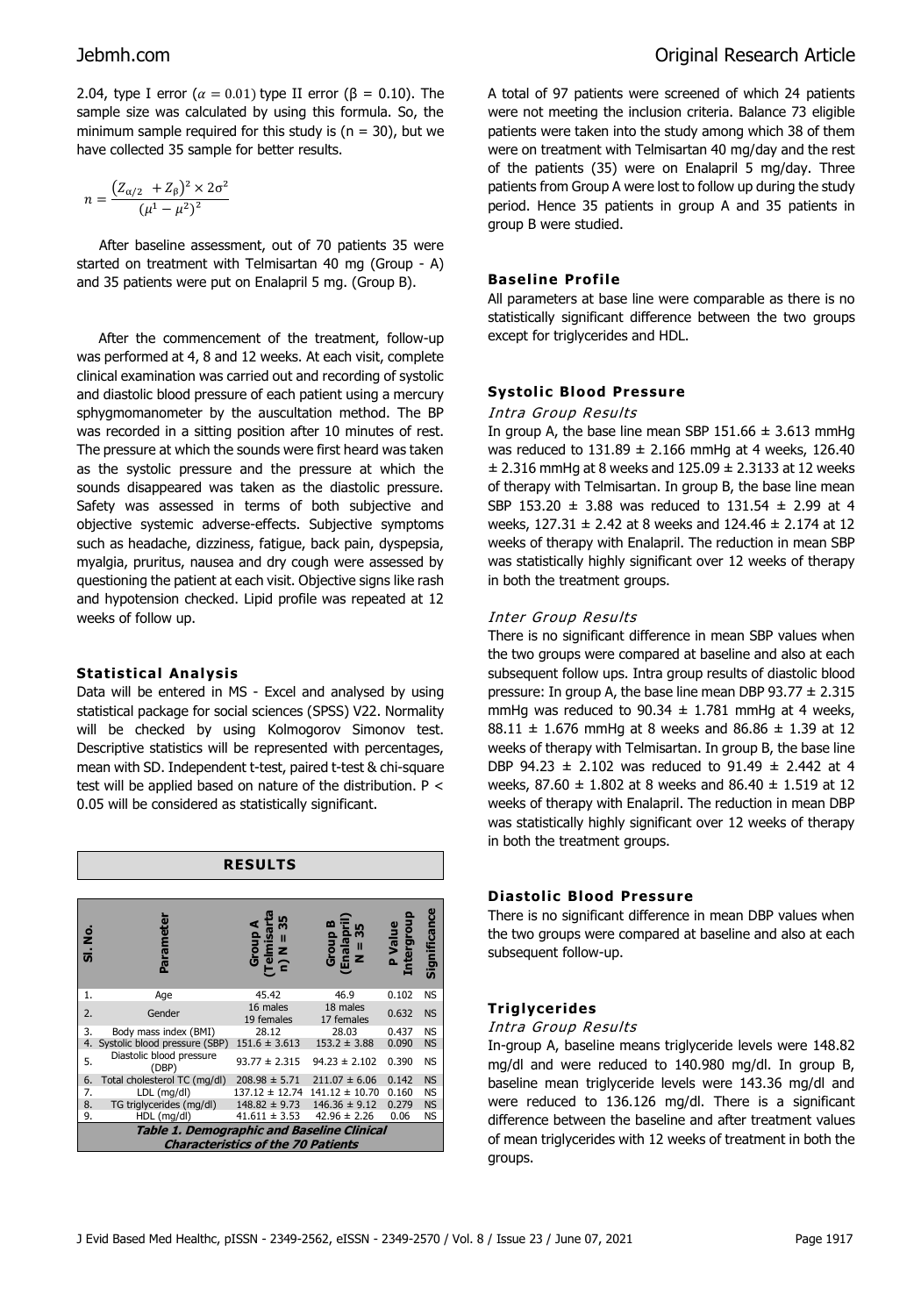2.04, type I error ($\alpha = 0.01$) type II error ($\beta = 0.10$). The sample size was calculated by using this formula. So, the minimum sample required for this study is (n = 30), but we have collected 35 sample for better results.

$$n = \frac{(Z_{\alpha/2} + Z_{\beta})^2 \times 2\sigma^2}{(\mu^1 - \mu^2)^2}$$

After baseline assessment, out of 70 patients 35 were started on treatment with Telmisartan 40 mg (Group - A) and 35 patients were put on Enalapril 5 mg. (Group B).

After the commencement of the treatment, follow-up was performed at 4, 8 and 12 weeks. At each visit, complete clinical examination was carried out and recording of systolic and diastolic blood pressure of each patient using a mercury sphygmomanometer by the auscultation method. The BP was recorded in a sitting position after 10 minutes of rest. The pressure at which the sounds were first heard was taken as the systolic pressure and the pressure at which the sounds disappeared was taken as the diastolic pressure. Safety was assessed in terms of both subjective and objective systemic adverse-effects. Subjective symptoms such as headache, dizziness, fatigue, back pain, dyspepsia, myalgia, pruritus, nausea and dry cough were assessed by questioning the patient at each visit. Objective signs like rash and hypotension checked. Lipid profile was repeated at 12 weeks of follow up.

### Statistical Analysis

Data will be entered in MS - Excel and analysed by using statistical package for social sciences (SPSS) V22. Normality will be checked by using Kolmogorov Simonov test. Descriptive statistics will be represented with percentages, mean with SD. Independent t-test, paired t-test & chi-square test will be applied based on nature of the distribution. P < 0.05 will be considered as statistically significant.

## RESULTS

| Sl. No. | Parameter | Group A (Telmisartan) N = 35 | Group B (Enalapril) N = 35 | P Value Intergroup | Significance |
|---|---|---|---|---|---|
| 1. | Age | 45.42 | 46.9 | 0.102 | NS |
| 2. | Gender | 16 males 19 females | 18 males 17 females | 0.632 | NS |
| 3. | Body mass index (BMI) | 28.12 | 28.03 | 0.437 | NS |
| 4. | Systolic blood pressure (SBP) | 151.6 ± 3.613 | 153.2 ± 3.88 | 0.090 | NS |
| 5. | Diastolic blood pressure (DBP) | 93.77 ± 2.315 | 94.23 ± 2.102 | 0.390 | NS |
| 6. | Total cholesterol TC (mg/dl) | 208.98 ± 5.71 | 211.07 ± 6.06 | 0.142 | NS |
| 7. | LDL (mg/dl) | 137.12 ± 12.74 | 141.12 ± 10.70 | 0.160 | NS |
| 8. | TG triglycerides (mg/dl) | 148.82 ± 9.73 | 146.36 ± 9.12 | 0.279 | NS |
| 9. | HDL (mg/dl) | 41.611 ± 3.53 | 42.96 ± 2.26 | 0.06 | NS |

**Table 1. Demographic and Baseline Clinical Characteristics of the 70 Patients**

A total of 97 patients were screened of which 24 patients were not meeting the inclusion criteria. Balance 73 eligible patients were taken into the study among which 38 of them were on treatment with Telmisartan 40 mg/day and the rest of the patients (35) were on Enalapril 5 mg/day. Three patients from Group A were lost to follow up during the study period. Hence 35 patients in group A and 35 patients in group B were studied.

### Baseline Profile

All parameters at base line were comparable as there is no statistically significant difference between the two groups except for triglycerides and HDL.

### Systolic Blood Pressure

#### *Intra Group Results*

In group A, the base line mean SBP 151.66 ± 3.613 mmHg was reduced to 131.89 ± 2.166 mmHg at 4 weeks, 126.40 ± 2.316 mmHg at 8 weeks and 125.09 ± 2.3133 at 12 weeks of therapy with Telmisartan. In group B, the base line mean SBP 153.20 ± 3.88 was reduced to 131.54 ± 2.99 at 4 weeks, 127.31 ± 2.42 at 8 weeks and 124.46 ± 2.174 at 12 weeks of therapy with Enalapril. The reduction in mean SBP was statistically highly significant over 12 weeks of therapy in both the treatment groups.

#### *Inter Group Results*

There is no significant difference in mean SBP values when the two groups were compared at baseline and also at each subsequent follow ups. Intra group results of diastolic blood pressure: In group A, the base line mean DBP 93.77 ± 2.315 mmHg was reduced to 90.34 ± 1.781 mmHg at 4 weeks, 88.11 ± 1.676 mmHg at 8 weeks and 86.86 ± 1.39 at 12 weeks of therapy with Telmisartan. In group B, the base line DBP 94.23 ± 2.102 was reduced to 91.49 ± 2.442 at 4 weeks, 87.60 ± 1.802 at 8 weeks and 86.40 ± 1.519 at 12 weeks of therapy with Enalapril. The reduction in mean DBP was statistically highly significant over 12 weeks of therapy in both the treatment groups.

### Diastolic Blood Pressure

There is no significant difference in mean DBP values when the two groups were compared at baseline and also at each subsequent follow-up.

### Triglycerides

#### *Intra Group Results*

In-group A, baseline means triglyceride levels were 148.82 mg/dl and were reduced to 140.980 mg/dl. In group B, baseline mean triglyceride levels were 143.36 mg/dl and were reduced to 136.126 mg/dl. There is a significant difference between the baseline and after treatment values of mean triglycerides with 12 weeks of treatment in both the groups.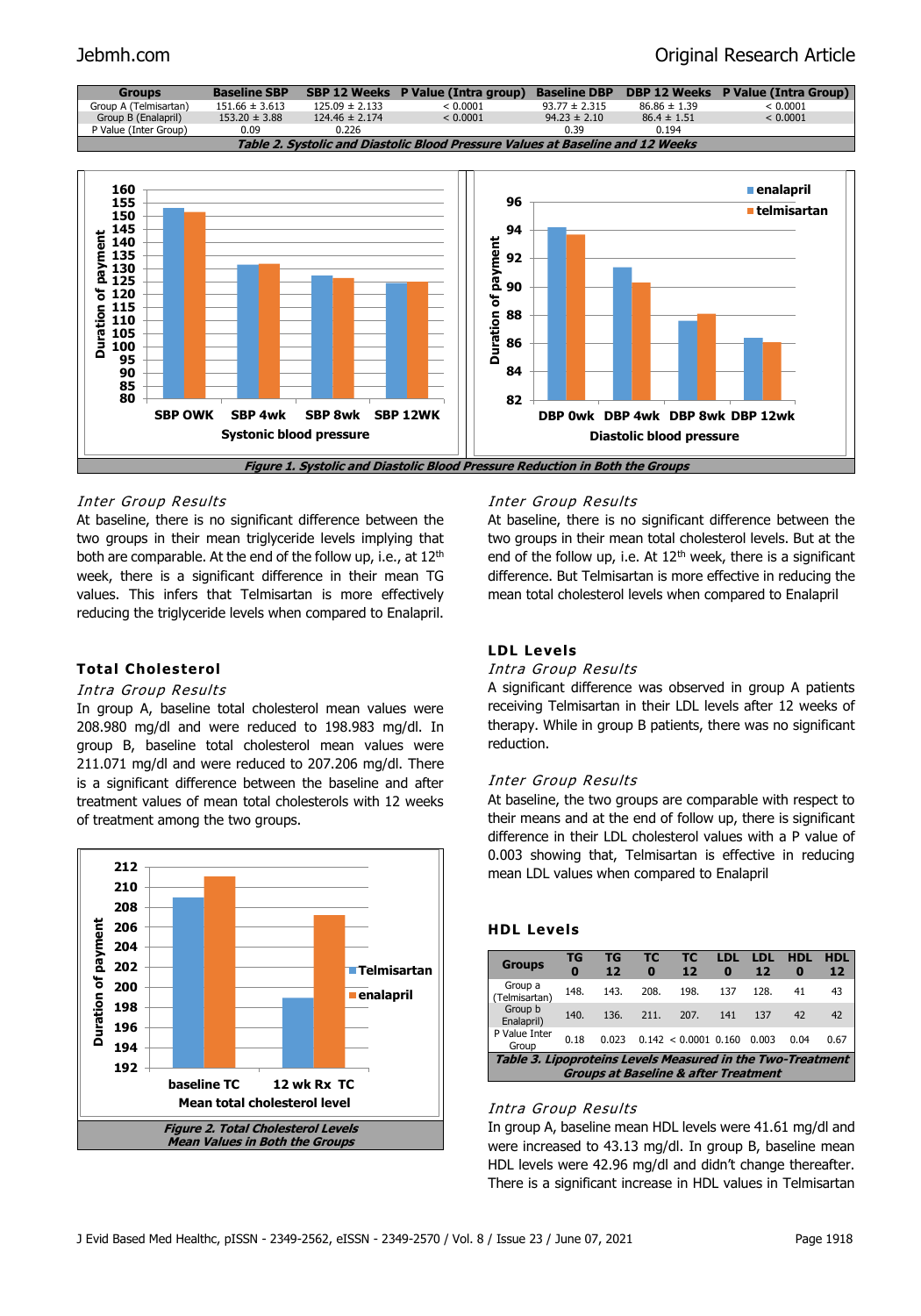| Groups | Baseline SBP | SBP 12 Weeks | P Value (Intra group) | Baseline DBP | DBP 12 Weeks | P Value (Intra Group) |
|---|---|---|---|---|---|---|
| Group A (Telmisartan) | 151.66 ± 3.613 | 125.09 ± 2.133 | < 0.0001 | 93.77 ± 2.315 | 86.86 ± 1.39 | < 0.0001 |
| Group B (Enalapril) | 153.20 ± 3.88 | 124.46 ± 2.174 | < 0.0001 | 94.23 ± 2.10 | 86.4 ± 1.51 | < 0.0001 |
| P Value (Inter Group) | 0.09 | 0.226 | | 0.39 | 0.194 | |

*Table 2. Systolic and Diastolic Blood Pressure Values at Baseline and 12 Weeks*

*Figure 1. Systolic and Diastolic Blood Pressure Reduction in Both the Groups*

*Inter Group Results*

At baseline, there is no significant difference between the two groups in their mean triglyceride levels implying that both are comparable. At the end of the follow up, i.e., at 12th week, there is a significant difference in their mean TG values. This infers that Telmisartan is more effectively reducing the triglyceride levels when compared to Enalapril.

### Total Cholesterol

*Intra Group Results*

In group A, baseline total cholesterol mean values were 208.980 mg/dl and were reduced to 198.983 mg/dl. In group B, baseline total cholesterol mean values were 211.071 mg/dl and were reduced to 207.206 mg/dl. There is a significant difference between the baseline and after treatment values of mean total cholesterols with 12 weeks of treatment among the two groups.

*Figure 2. Total Cholesterol Levels Mean Values in Both the Groups*

*Inter Group Results*

At baseline, there is no significant difference between the two groups in their mean total cholesterol levels. But at the end of the follow up, i.e. At 12th week, there is a significant difference. But Telmisartan is more effective in reducing the mean total cholesterol levels when compared to Enalapril

### LDL Levels

*Intra Group Results*

A significant difference was observed in group A patients receiving Telmisartan in their LDL levels after 12 weeks of therapy. While in group B patients, there was no significant reduction.

*Inter Group Results*

At baseline, the two groups are comparable with respect to their means and at the end of follow up, there is significant difference in their LDL cholesterol values with a P value of 0.003 showing that, Telmisartan is effective in reducing mean LDL values when compared to Enalapril

### HDL Levels

| Groups | TG 0 | TG 12 | TC 0 | TC 12 | LDL 0 | LDL 12 | HDL 0 | HDL 12 |
|---|---|---|---|---|---|---|---|---|
| Group a (Telmisartan) | 148. | 143. | 208. | 198. | 137 | 128. | 41 | 43 |
| Group b Enalapril) | 140. | 136. | 211. | 207. | 141 | 137 | 42 | 42 |
| P Value Inter Group | 0.18 | 0.023 | 0.142 | < 0.0001 | 0.160 | 0.003 | 0.04 | 0.67 |

*Table 3. Lipoproteins Levels Measured in the Two-Treatment Groups at Baseline & after Treatment*

*Intra Group Results*

In group A, baseline mean HDL levels were 41.61 mg/dl and were increased to 43.13 mg/dl. In group B, baseline mean HDL levels were 42.96 mg/dl and didn't change thereafter. There is a significant increase in HDL values in Telmisartan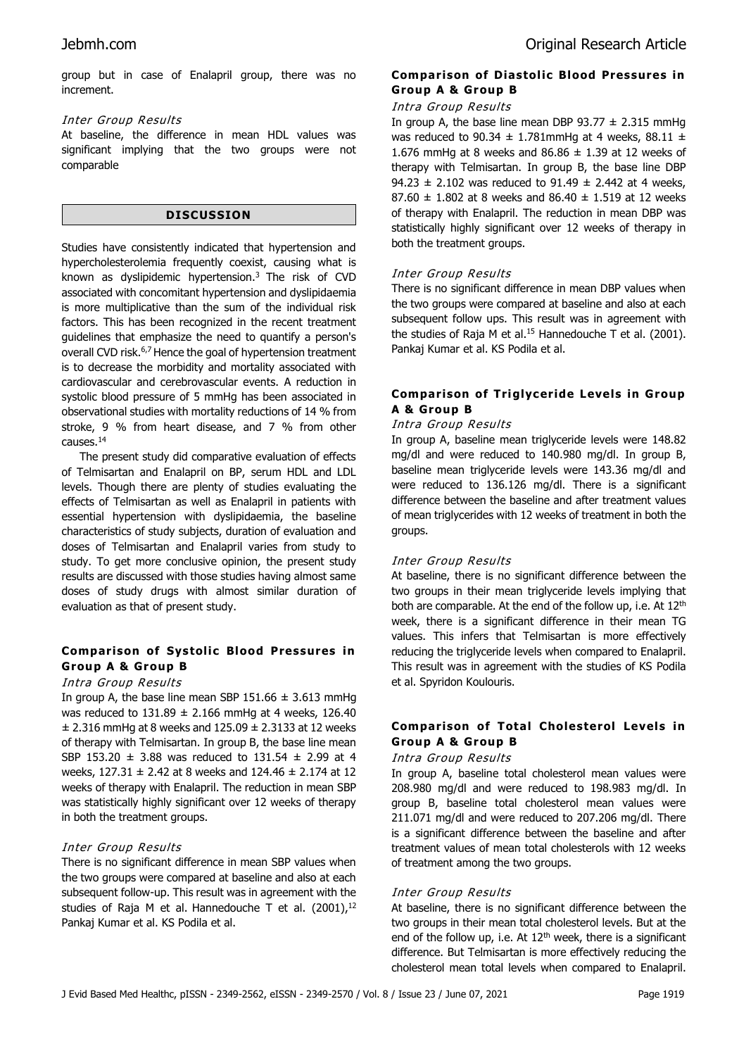group but in case of Enalapril group, there was no increment.

#### *Inter Group Results*

At baseline, the difference in mean HDL values was significant implying that the two groups were not comparable

## DISCUSSION

Studies have consistently indicated that hypertension and hypercholesterolemia frequently coexist, causing what is known as dyslipidemic hypertension.[3] The risk of CVD associated with concomitant hypertension and dyslipidaemia is more multiplicative than the sum of the individual risk factors. This has been recognized in the recent treatment guidelines that emphasize the need to quantify a person's overall CVD risk.[6,7] Hence the goal of hypertension treatment is to decrease the morbidity and mortality associated with cardiovascular and cerebrovascular events. A reduction in systolic blood pressure of 5 mmHg has been associated in observational studies with mortality reductions of 14 % from stroke, 9 % from heart disease, and 7 % from other causes.[14]

The present study did comparative evaluation of effects of Telmisartan and Enalapril on BP, serum HDL and LDL levels. Though there are plenty of studies evaluating the effects of Telmisartan as well as Enalapril in patients with essential hypertension with dyslipidaemia, the baseline characteristics of study subjects, duration of evaluation and doses of Telmisartan and Enalapril varies from study to study. To get more conclusive opinion, the present study results are discussed with those studies having almost same doses of study drugs with almost similar duration of evaluation as that of present study.

### Comparison of Systolic Blood Pressures in Group A & Group B

#### *Intra Group Results*

In group A, the base line mean SBP 151.66 ± 3.613 mmHg was reduced to 131.89 ± 2.166 mmHg at 4 weeks, 126.40 ± 2.316 mmHg at 8 weeks and 125.09 ± 2.3133 at 12 weeks of therapy with Telmisartan. In group B, the base line mean SBP 153.20 ± 3.88 was reduced to 131.54 ± 2.99 at 4 weeks, 127.31 ± 2.42 at 8 weeks and 124.46 ± 2.174 at 12 weeks of therapy with Enalapril. The reduction in mean SBP was statistically highly significant over 12 weeks of therapy in both the treatment groups.

#### *Inter Group Results*

There is no significant difference in mean SBP values when the two groups were compared at baseline and also at each subsequent follow-up. This result was in agreement with the studies of Raja M et al. Hannedouche T et al. (2001),[12] Pankaj Kumar et al. KS Podila et al.

### Comparison of Diastolic Blood Pressures in Group A & Group B

#### *Intra Group Results*

In group A, the base line mean DBP 93.77 ± 2.315 mmHg was reduced to 90.34 ± 1.781mmHg at 4 weeks, 88.11 ± 1.676 mmHg at 8 weeks and 86.86 ± 1.39 at 12 weeks of therapy with Telmisartan. In group B, the base line DBP 94.23 ± 2.102 was reduced to 91.49 ± 2.442 at 4 weeks, 87.60 ± 1.802 at 8 weeks and 86.40 ± 1.519 at 12 weeks of therapy with Enalapril. The reduction in mean DBP was statistically highly significant over 12 weeks of therapy in both the treatment groups.

#### *Inter Group Results*

There is no significant difference in mean DBP values when the two groups were compared at baseline and also at each subsequent follow ups. This result was in agreement with the studies of Raja M et al.[15] Hannedouche T et al. (2001). Pankaj Kumar et al. KS Podila et al.

### Comparison of Triglyceride Levels in Group A & Group B

#### *Intra Group Results*

In group A, baseline mean triglyceride levels were 148.82 mg/dl and were reduced to 140.980 mg/dl. In group B, baseline mean triglyceride levels were 143.36 mg/dl and were reduced to 136.126 mg/dl. There is a significant difference between the baseline and after treatment values of mean triglycerides with 12 weeks of treatment in both the groups.

#### *Inter Group Results*

At baseline, there is no significant difference between the two groups in their mean triglyceride levels implying that both are comparable. At the end of the follow up, i.e. At 12th week, there is a significant difference in their mean TG values. This infers that Telmisartan is more effectively reducing the triglyceride levels when compared to Enalapril. This result was in agreement with the studies of KS Podila et al. Spyridon Koulouris.

### Comparison of Total Cholesterol Levels in Group A & Group B

#### *Intra Group Results*

In group A, baseline total cholesterol mean values were 208.980 mg/dl and were reduced to 198.983 mg/dl. In group B, baseline total cholesterol mean values were 211.071 mg/dl and were reduced to 207.206 mg/dl. There is a significant difference between the baseline and after treatment values of mean total cholesterols with 12 weeks of treatment among the two groups.

#### *Inter Group Results*

At baseline, there is no significant difference between the two groups in their mean total cholesterol levels. But at the end of the follow up, i.e. At 12th week, there is a significant difference. But Telmisartan is more effectively reducing the cholesterol mean total levels when compared to Enalapril.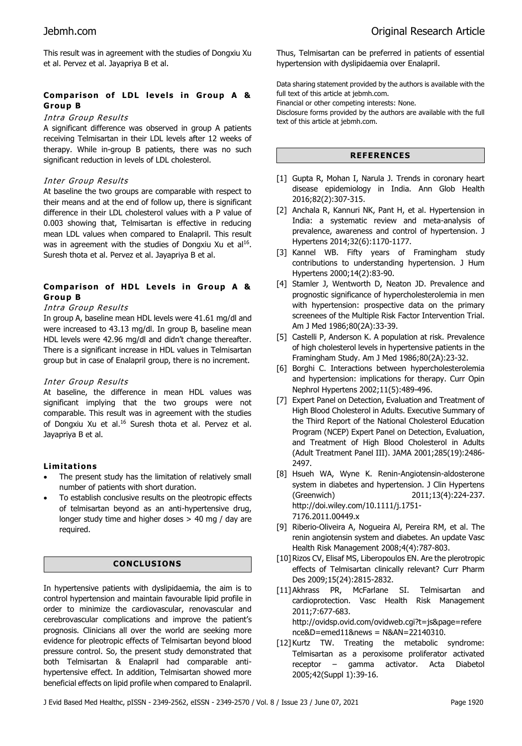This result was in agreement with the studies of Dongxiu Xu et al. Pervez et al. Jayapriya B et al.

### Comparison of LDL levels in Group A & Group B

*Intra Group Results*

A significant difference was observed in group A patients receiving Telmisartan in their LDL levels after 12 weeks of therapy. While in-group B patients, there was no such significant reduction in levels of LDL cholesterol.

*Inter Group Results*

At baseline the two groups are comparable with respect to their means and at the end of follow up, there is significant difference in their LDL cholesterol values with a P value of 0.003 showing that, Telmisartan is effective in reducing mean LDL values when compared to Enalapril. This result was in agreement with the studies of Dongxiu Xu et al[16]. Suresh thota et al. Pervez et al. Jayapriya B et al.

### Comparison of HDL Levels in Group A & Group B

*Intra Group Results*

In group A, baseline mean HDL levels were 41.61 mg/dl and were increased to 43.13 mg/dl. In group B, baseline mean HDL levels were 42.96 mg/dl and didn't change thereafter. There is a significant increase in HDL values in Telmisartan group but in case of Enalapril group, there is no increment.

*Inter Group Results*

At baseline, the difference in mean HDL values was significant implying that the two groups were not comparable. This result was in agreement with the studies of Dongxiu Xu et al.[16] Suresh thota et al. Pervez et al. Jayapriya B et al.

### Limitations

- The present study has the limitation of relatively small number of patients with short duration.
- To establish conclusive results on the pleotropic effects of telmisartan beyond as an anti-hypertensive drug, longer study time and higher doses > 40 mg / day are required.

## CONCLUSIONS

In hypertensive patients with dyslipidaemia, the aim is to control hypertension and maintain favourable lipid profile in order to minimize the cardiovascular, renovascular and cerebrovascular complications and improve the patient's prognosis. Clinicians all over the world are seeking more evidence for pleotropic effects of Telmisartan beyond blood pressure control. So, the present study demonstrated that both Telmisartan & Enalapril had comparable anti-hypertensive effect. In addition, Telmisartan showed more beneficial effects on lipid profile when compared to Enalapril. Thus, Telmisartan can be preferred in patients of essential hypertension with dyslipidaemia over Enalapril.

Data sharing statement provided by the authors is available with the full text of this article at jebmh.com.

Financial or other competing interests: None.

Disclosure forms provided by the authors are available with the full text of this article at jebmh.com.

## REFERENCES

[1] Gupta R, Mohan I, Narula J. Trends in coronary heart disease epidemiology in India. Ann Glob Health 2016;82(2):307-315.

[2] Anchala R, Kannuri NK, Pant H, et al. Hypertension in India: a systematic review and meta-analysis of prevalence, awareness and control of hypertension. J Hypertens 2014;32(6):1170-1177.

[3] Kannel WB. Fifty years of Framingham study contributions to understanding hypertension. J Hum Hypertens 2000;14(2):83-90.

[4] Stamler J, Wentworth D, Neaton JD. Prevalence and prognostic significance of hypercholesterolemia in men with hypertension: prospective data on the primary screenees of the Multiple Risk Factor Intervention Trial. Am J Med 1986;80(2A):33-39.

[5] Castelli P, Anderson K. A population at risk. Prevalence of high cholesterol levels in hypertensive patients in the Framingham Study. Am J Med 1986;80(2A):23-32.

[6] Borghi C. Interactions between hypercholesterolemia and hypertension: implications for therapy. Curr Opin Nephrol Hypertens 2002;11(5):489-496.

[7] Expert Panel on Detection, Evaluation and Treatment of High Blood Cholesterol in Adults. Executive Summary of the Third Report of the National Cholesterol Education Program (NCEP) Expert Panel on Detection, Evaluation, and Treatment of High Blood Cholesterol in Adults (Adult Treatment Panel III). JAMA 2001;285(19):2486-2497.

[8] Hsueh WA, Wyne K. Renin-Angiotensin-aldosterone system in diabetes and hypertension. J Clin Hypertens (Greenwich) 2011;13(4):224-237. http://doi.wiley.com/10.1111/j.1751-7176.2011.00449.x

[9] Riberio-Oliveira A, Nogueira Al, Pereira RM, et al. The renin angiotensin system and diabetes. An update Vasc Health Risk Management 2008;4(4):787-803.

[10] Rizos CV, Elisaf MS, Liberopoulos EN. Are the plerotropic effects of Telmisartan clinically relevant? Curr Pharm Des 2009;15(24):2815-2832.

[11] Akhrass PR, McFarlane SI. Telmisartan and cardioprotection. Vasc Health Risk Management 2011;7:677-683. http://ovidsp.ovid.com/ovidweb.cgi?t=js&page=reference&D=emed11&news = N&AN=22140310.

[12] Kurtz TW. Treating the metabolic syndrome: Telmisartan as a peroxisome proliferator activated receptor – gamma activator. Acta Diabetol 2005;42(Suppl 1):39-16.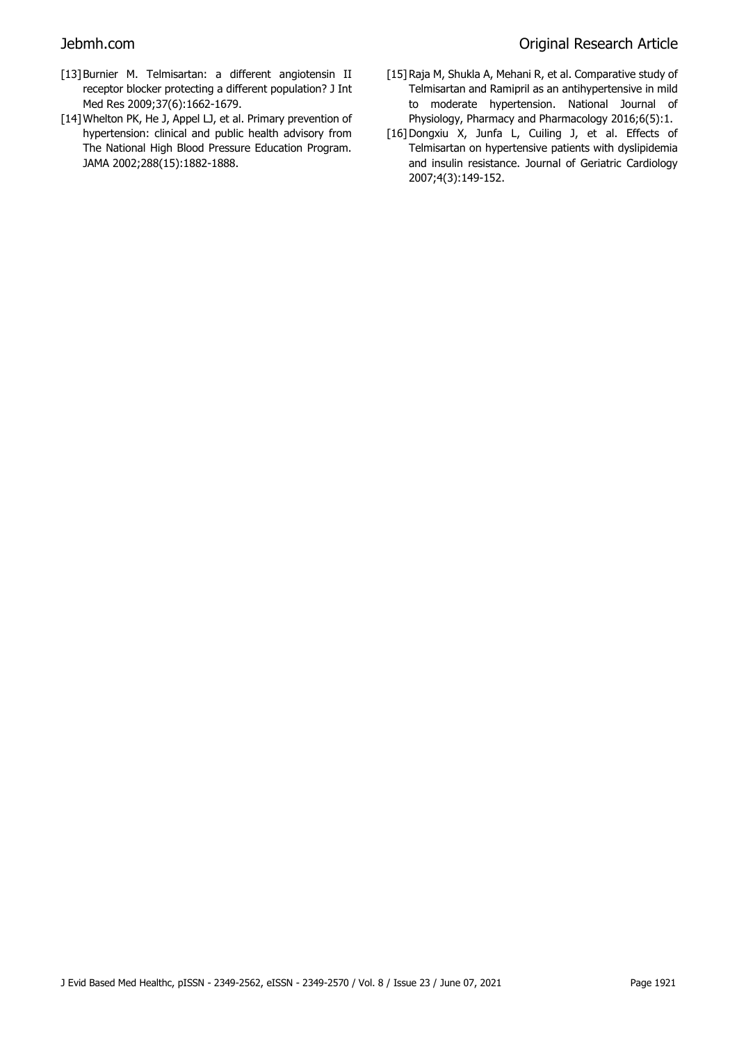[13] Burnier M. Telmisartan: a different angiotensin II receptor blocker protecting a different population? J Int Med Res 2009;37(6):1662-1679.

[14] Whelton PK, He J, Appel LJ, et al. Primary prevention of hypertension: clinical and public health advisory from The National High Blood Pressure Education Program. JAMA 2002;288(15):1882-1888.

[15] Raja M, Shukla A, Mehani R, et al. Comparative study of Telmisartan and Ramipril as an antihypertensive in mild to moderate hypertension. National Journal of Physiology, Pharmacy and Pharmacology 2016;6(5):1.

[16] Dongxiu X, Junfa L, Cuiling J, et al. Effects of Telmisartan on hypertensive patients with dyslipidemia and insulin resistance. Journal of Geriatric Cardiology 2007;4(3):149-152.